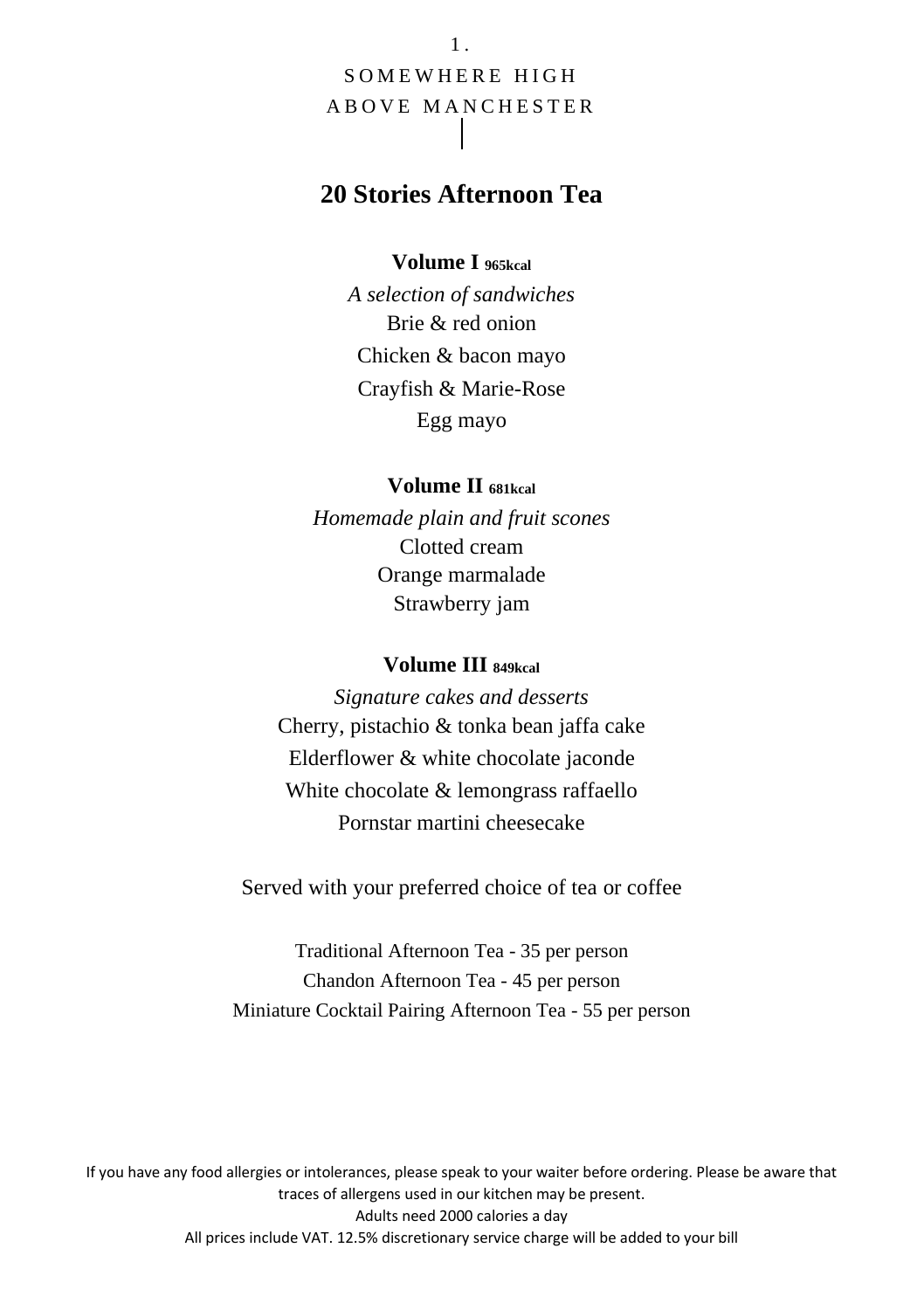SOMEWHERE HIGH
ABOVE MANCHESTER

# 20 Stories Afternoon Tea

### Volume I 965kcal

*A selection of sandwiches*

Brie & red onion

Chicken & bacon mayo

Crayfish & Marie-Rose

Egg mayo

### Volume II 681kcal

*Homemade plain and fruit scones*

Clotted cream

Orange marmalade

Strawberry jam

### Volume III 849kcal

*Signature cakes and desserts*

Cherry, pistachio & tonka bean jaffa cake

Elderflower & white chocolate jaconde

White chocolate & lemongrass raffaello

Pornstar martini cheesecake

Served with your preferred choice of tea or coffee

Traditional Afternoon Tea - 35 per person

Chandon Afternoon Tea - 45 per person

Miniature Cocktail Pairing Afternoon Tea - 55 per person

If you have any food allergies or intolerances, please speak to your waiter before ordering. Please be aware that traces of allergens used in our kitchen may be present.

Adults need 2000 calories a day

All prices include VAT. 12.5% discretionary service charge will be added to your bill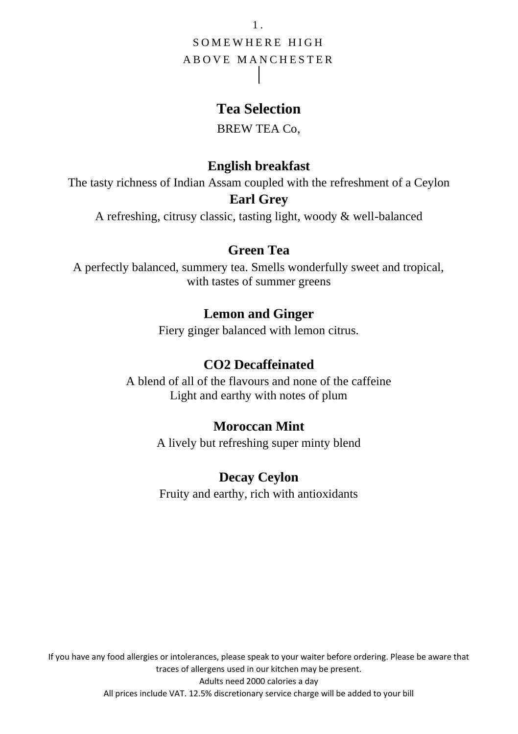SOMEWHERE HIGH
ABOVE MANCHESTER

# Tea Selection

BREW TEA Co,

## English breakfast

The tasty richness of Indian Assam coupled with the refreshment of a Ceylon

## Earl Grey

A refreshing, citrusy classic, tasting light, woody & well-balanced

## Green Tea

A perfectly balanced, summery tea. Smells wonderfully sweet and tropical, with tastes of summer greens

## Lemon and Ginger

Fiery ginger balanced with lemon citrus.

## $CO_2$ Decaffeinated

A blend of all of the flavours and none of the caffeine
Light and earthy with notes of plum

## Moroccan Mint

A lively but refreshing super minty blend

## Decay Ceylon

Fruity and earthy, rich with antioxidants

If you have any food allergies or intolerances, please speak to your waiter before ordering. Please be aware that traces of allergens used in our kitchen may be present.

Adults need 2000 calories a day

All prices include VAT. 12.5% discretionary service charge will be added to your bill